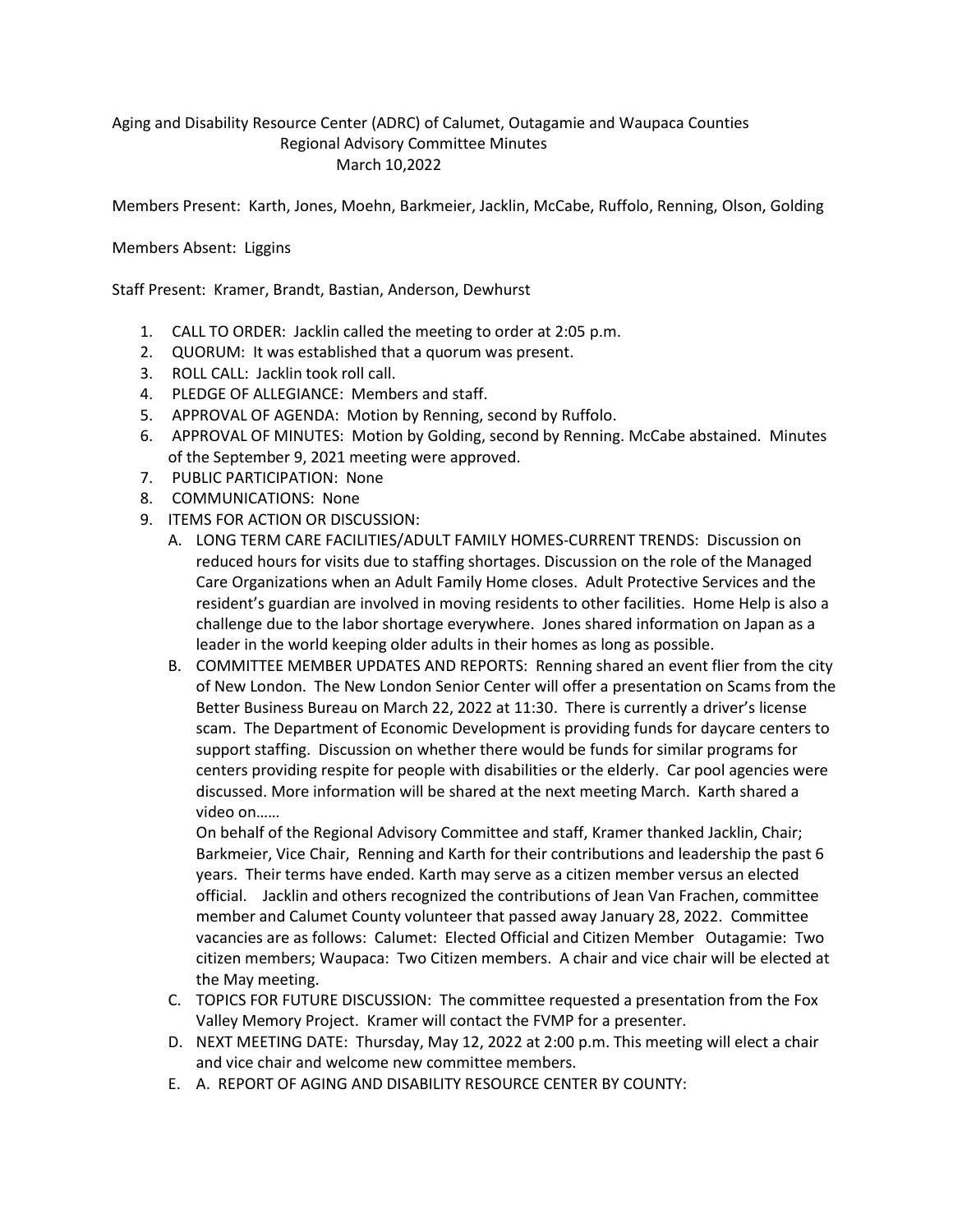Aging and Disability Resource Center (ADRC) of Calumet, Outagamie and Waupaca Counties
Regional Advisory Committee Minutes
March 10,2022

Members Present: Karth, Jones, Moehn, Barkmeier, Jacklin, McCabe, Ruffolo, Renning, Olson, Golding

Members Absent: Liggins

Staff Present: Kramer, Brandt, Bastian, Anderson, Dewhurst

1. CALL TO ORDER: Jacklin called the meeting to order at 2:05 p.m.
2. QUORUM: It was established that a quorum was present.
3. ROLL CALL: Jacklin took roll call.
4. PLEDGE OF ALLEGIANCE: Members and staff.
5. APPROVAL OF AGENDA: Motion by Renning, second by Ruffolo.
6. APPROVAL OF MINUTES: Motion by Golding, second by Renning. McCabe abstained. Minutes of the September 9, 2021 meeting were approved.
7. PUBLIC PARTICIPATION: None
8. COMMUNICATIONS: None
9. ITEMS FOR ACTION OR DISCUSSION:
   A. LONG TERM CARE FACILITIES/ADULT FAMILY HOMES-CURRENT TRENDS: Discussion on reduced hours for visits due to staffing shortages. Discussion on the role of the Managed Care Organizations when an Adult Family Home closes. Adult Protective Services and the resident's guardian are involved in moving residents to other facilities. Home Help is also a challenge due to the labor shortage everywhere. Jones shared information on Japan as a leader in the world keeping older adults in their homes as long as possible.
   B. COMMITTEE MEMBER UPDATES AND REPORTS: Renning shared an event flier from the city of New London. The New London Senior Center will offer a presentation on Scams from the Better Business Bureau on March 22, 2022 at 11:30. There is currently a driver's license scam. The Department of Economic Development is providing funds for daycare centers to support staffing. Discussion on whether there would be funds for similar programs for centers providing respite for people with disabilities or the elderly. Car pool agencies were discussed. More information will be shared at the next meeting March. Karth shared a video on……

      On behalf of the Regional Advisory Committee and staff, Kramer thanked Jacklin, Chair; Barkmeier, Vice Chair, Renning and Karth for their contributions and leadership the past 6 years. Their terms have ended. Karth may serve as a citizen member versus an elected official. Jacklin and others recognized the contributions of Jean Van Frachen, committee member and Calumet County volunteer that passed away January 28, 2022. Committee vacancies are as follows: Calumet: Elected Official and Citizen Member Outagamie: Two citizen members; Waupaca: Two Citizen members. A chair and vice chair will be elected at the May meeting.
   C. TOPICS FOR FUTURE DISCUSSION: The committee requested a presentation from the Fox Valley Memory Project. Kramer will contact the FVMP for a presenter.
   D. NEXT MEETING DATE: Thursday, May 12, 2022 at 2:00 p.m. This meeting will elect a chair and vice chair and welcome new committee members.
   E. A. REPORT OF AGING AND DISABILITY RESOURCE CENTER BY COUNTY: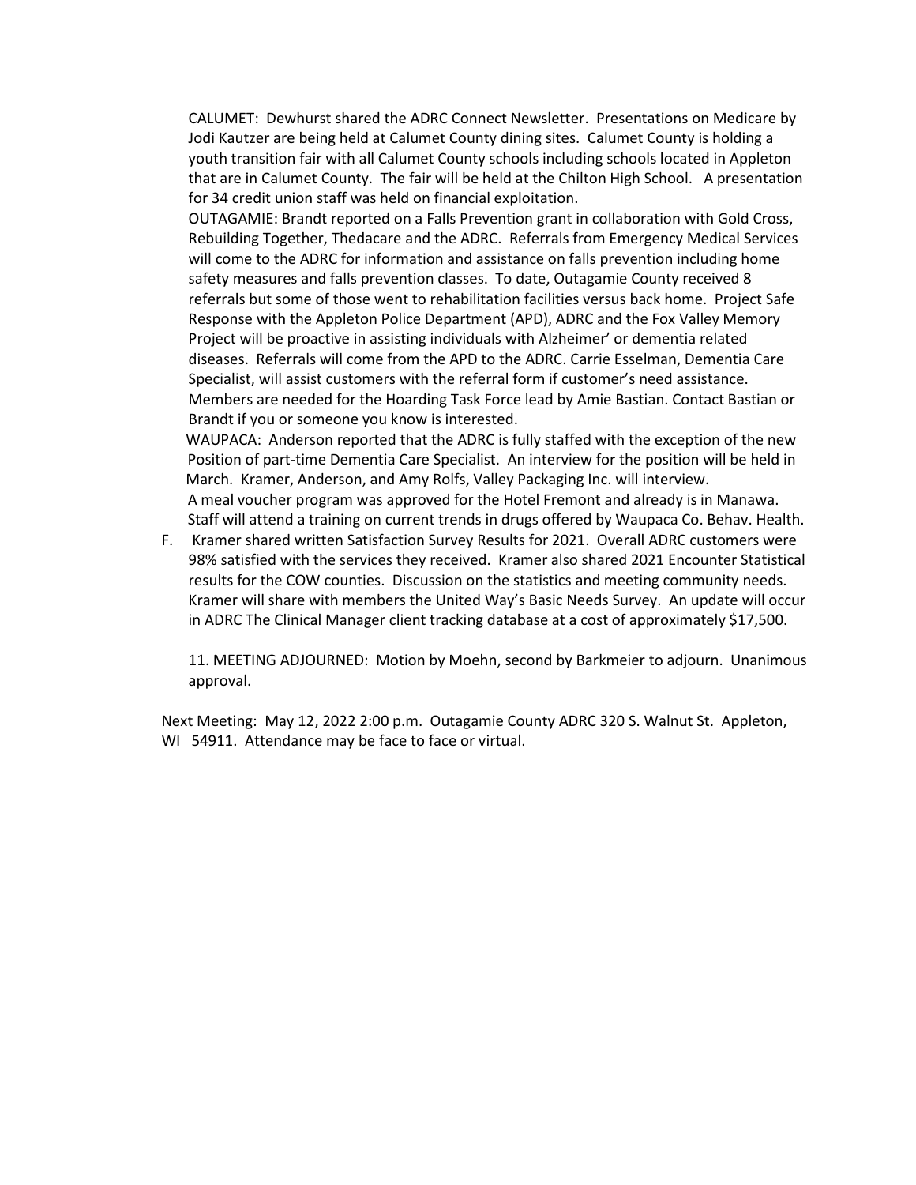CALUMET: Dewhurst shared the ADRC Connect Newsletter. Presentations on Medicare by Jodi Kautzer are being held at Calumet County dining sites. Calumet County is holding a youth transition fair with all Calumet County schools including schools located in Appleton that are in Calumet County. The fair will be held at the Chilton High School. A presentation for 34 credit union staff was held on financial exploitation.

OUTAGAMIE: Brandt reported on a Falls Prevention grant in collaboration with Gold Cross, Rebuilding Together, Thedacare and the ADRC. Referrals from Emergency Medical Services will come to the ADRC for information and assistance on falls prevention including home safety measures and falls prevention classes. To date, Outagamie County received 8 referrals but some of those went to rehabilitation facilities versus back home. Project Safe Response with the Appleton Police Department (APD), ADRC and the Fox Valley Memory Project will be proactive in assisting individuals with Alzheimer' or dementia related diseases. Referrals will come from the APD to the ADRC. Carrie Esselman, Dementia Care Specialist, will assist customers with the referral form if customer's need assistance. Members are needed for the Hoarding Task Force lead by Amie Bastian. Contact Bastian or Brandt if you or someone you know is interested.

WAUPACA: Anderson reported that the ADRC is fully staffed with the exception of the new Position of part-time Dementia Care Specialist. An interview for the position will be held in March. Kramer, Anderson, and Amy Rolfs, Valley Packaging Inc. will interview. A meal voucher program was approved for the Hotel Fremont and already is in Manawa. Staff will attend a training on current trends in drugs offered by Waupaca Co. Behav. Health.

F. Kramer shared written Satisfaction Survey Results for 2021. Overall ADRC customers were 98% satisfied with the services they received. Kramer also shared 2021 Encounter Statistical results for the COW counties. Discussion on the statistics and meeting community needs. Kramer will share with members the United Way's Basic Needs Survey. An update will occur in ADRC The Clinical Manager client tracking database at a cost of approximately $17,500.

11. MEETING ADJOURNED: Motion by Moehn, second by Barkmeier to adjourn. Unanimous approval.

Next Meeting: May 12, 2022 2:00 p.m. Outagamie County ADRC 320 S. Walnut St. Appleton, WI 54911. Attendance may be face to face or virtual.